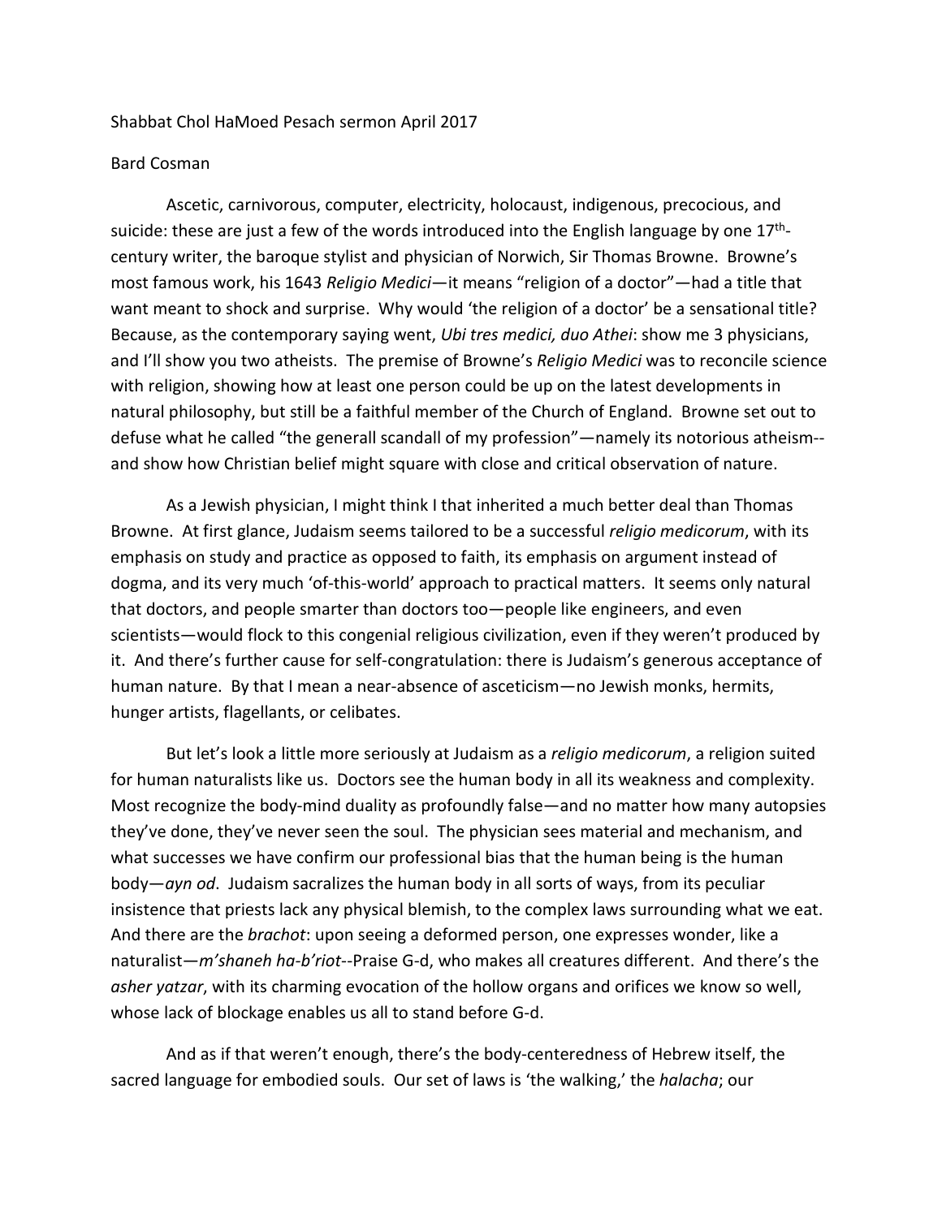Shabbat Chol HaMoed Pesach sermon April 2017

Bard Cosman

Ascetic, carnivorous, computer, electricity, holocaust, indigenous, precocious, and suicide: these are just a few of the words introduced into the English language by one 17th-century writer, the baroque stylist and physician of Norwich, Sir Thomas Browne. Browne's most famous work, his 1643 *Religio Medici*—it means "religion of a doctor"—had a title that want meant to shock and surprise. Why would 'the religion of a doctor' be a sensational title? Because, as the contemporary saying went, *Ubi tres medici, duo Athei*: show me 3 physicians, and I'll show you two atheists. The premise of Browne's *Religio Medici* was to reconcile science with religion, showing how at least one person could be up on the latest developments in natural philosophy, but still be a faithful member of the Church of England. Browne set out to defuse what he called "the generall scandall of my profession"—namely its notorious atheism--and show how Christian belief might square with close and critical observation of nature.

As a Jewish physician, I might think I that inherited a much better deal than Thomas Browne. At first glance, Judaism seems tailored to be a successful *religio medicorum*, with its emphasis on study and practice as opposed to faith, its emphasis on argument instead of dogma, and its very much 'of-this-world' approach to practical matters. It seems only natural that doctors, and people smarter than doctors too—people like engineers, and even scientists—would flock to this congenial religious civilization, even if they weren't produced by it. And there's further cause for self-congratulation: there is Judaism's generous acceptance of human nature. By that I mean a near-absence of asceticism—no Jewish monks, hermits, hunger artists, flagellants, or celibates.

But let's look a little more seriously at Judaism as a *religio medicorum*, a religion suited for human naturalists like us. Doctors see the human body in all its weakness and complexity. Most recognize the body-mind duality as profoundly false—and no matter how many autopsies they've done, they've never seen the soul. The physician sees material and mechanism, and what successes we have confirm our professional bias that the human being is the human body—*ayn od*. Judaism sacralizes the human body in all sorts of ways, from its peculiar insistence that priests lack any physical blemish, to the complex laws surrounding what we eat. And there are the *brachot*: upon seeing a deformed person, one expresses wonder, like a naturalist—*m'shaneh ha-b'riot*--Praise G-d, who makes all creatures different. And there's the *asher yatzar*, with its charming evocation of the hollow organs and orifices we know so well, whose lack of blockage enables us all to stand before G-d.

And as if that weren't enough, there's the body-centeredness of Hebrew itself, the sacred language for embodied souls. Our set of laws is 'the walking,' the *halacha*; our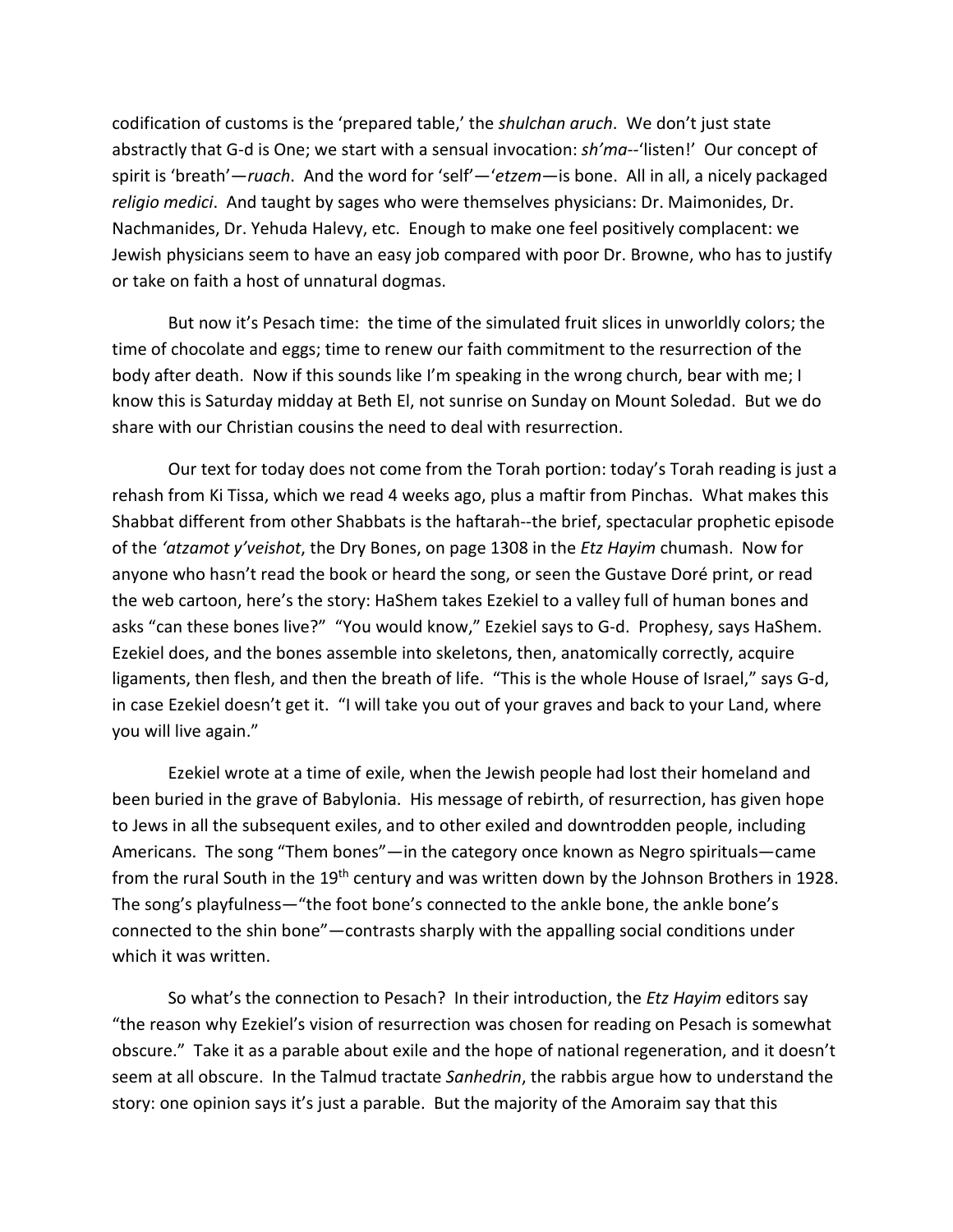codification of customs is the 'prepared table,' the *shulchan aruch*. We don't just state abstractly that G-d is One; we start with a sensual invocation: *sh'ma*--'listen!' Our concept of spirit is 'breath'—*ruach*. And the word for 'self'—'*etzem*—is bone. All in all, a nicely packaged *religio medici*. And taught by sages who were themselves physicians: Dr. Maimonides, Dr. Nachmanides, Dr. Yehuda Halevy, etc. Enough to make one feel positively complacent: we Jewish physicians seem to have an easy job compared with poor Dr. Browne, who has to justify or take on faith a host of unnatural dogmas.

But now it's Pesach time: the time of the simulated fruit slices in unworldly colors; the time of chocolate and eggs; time to renew our faith commitment to the resurrection of the body after death. Now if this sounds like I'm speaking in the wrong church, bear with me; I know this is Saturday midday at Beth El, not sunrise on Sunday on Mount Soledad. But we do share with our Christian cousins the need to deal with resurrection.

Our text for today does not come from the Torah portion: today's Torah reading is just a rehash from Ki Tissa, which we read 4 weeks ago, plus a maftir from Pinchas. What makes this Shabbat different from other Shabbats is the haftarah--the brief, spectacular prophetic episode of the *'atzamot y'veishot*, the Dry Bones, on page 1308 in the *Etz Hayim* chumash. Now for anyone who hasn't read the book or heard the song, or seen the Gustave Doré print, or read the web cartoon, here's the story: HaShem takes Ezekiel to a valley full of human bones and asks "can these bones live?" "You would know," Ezekiel says to G-d. Prophesy, says HaShem. Ezekiel does, and the bones assemble into skeletons, then, anatomically correctly, acquire ligaments, then flesh, and then the breath of life. "This is the whole House of Israel," says G-d, in case Ezekiel doesn't get it. "I will take you out of your graves and back to your Land, where you will live again."

Ezekiel wrote at a time of exile, when the Jewish people had lost their homeland and been buried in the grave of Babylonia. His message of rebirth, of resurrection, has given hope to Jews in all the subsequent exiles, and to other exiled and downtrodden people, including Americans. The song "Them bones"—in the category once known as Negro spirituals—came from the rural South in the 19th century and was written down by the Johnson Brothers in 1928. The song's playfulness—"the foot bone's connected to the ankle bone, the ankle bone's connected to the shin bone"—contrasts sharply with the appalling social conditions under which it was written.

So what's the connection to Pesach? In their introduction, the *Etz Hayim* editors say "the reason why Ezekiel's vision of resurrection was chosen for reading on Pesach is somewhat obscure." Take it as a parable about exile and the hope of national regeneration, and it doesn't seem at all obscure. In the Talmud tractate *Sanhedrin*, the rabbis argue how to understand the story: one opinion says it's just a parable. But the majority of the Amoraim say that this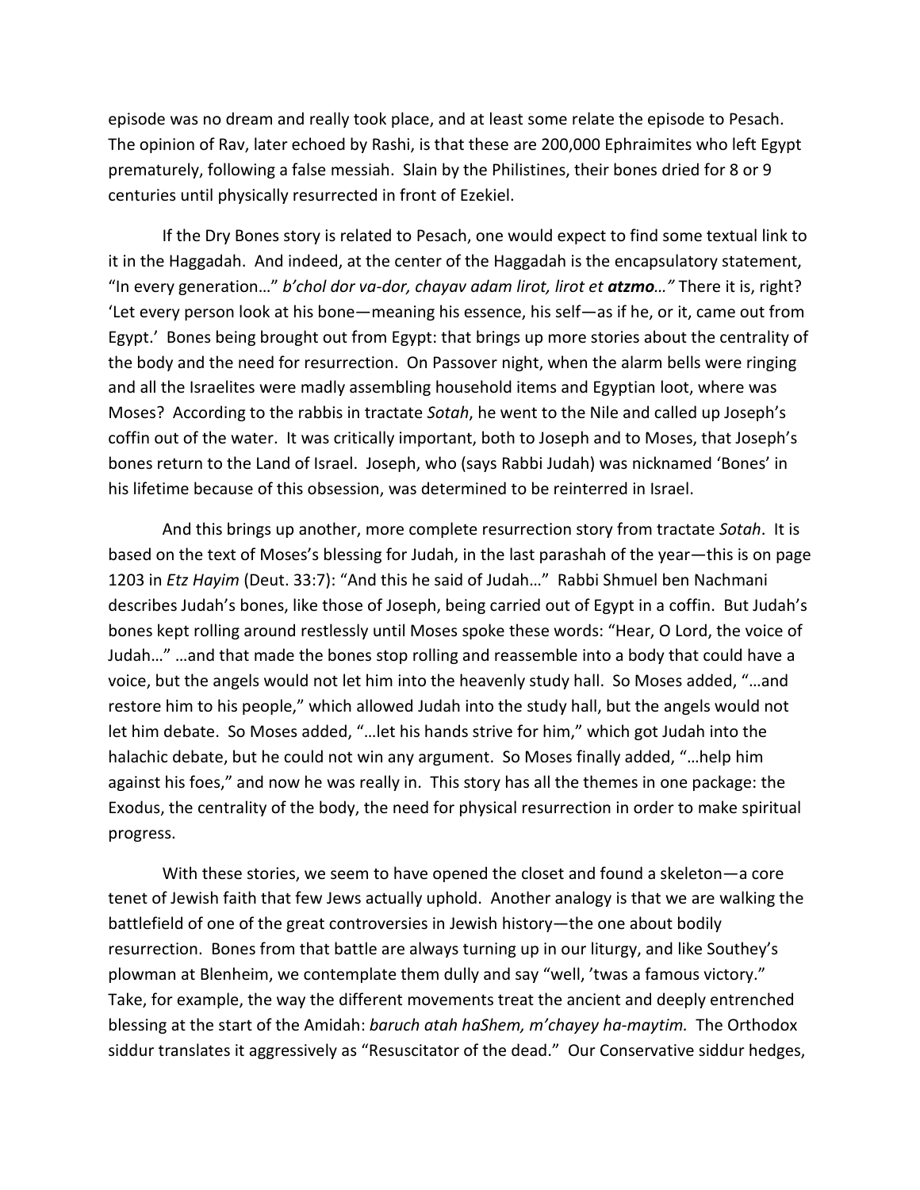episode was no dream and really took place, and at least some relate the episode to Pesach. The opinion of Rav, later echoed by Rashi, is that these are 200,000 Ephraimites who left Egypt prematurely, following a false messiah. Slain by the Philistines, their bones dried for 8 or 9 centuries until physically resurrected in front of Ezekiel.

If the Dry Bones story is related to Pesach, one would expect to find some textual link to it in the Haggadah. And indeed, at the center of the Haggadah is the encapsulatory statement, "In every generation…" *b'chol dor va-dor, chayav adam lirot, lirot et* ***atzmo****…"* There it is, right? 'Let every person look at his bone—meaning his essence, his self—as if he, or it, came out from Egypt.' Bones being brought out from Egypt: that brings up more stories about the centrality of the body and the need for resurrection. On Passover night, when the alarm bells were ringing and all the Israelites were madly assembling household items and Egyptian loot, where was Moses? According to the rabbis in tractate *Sotah*, he went to the Nile and called up Joseph's coffin out of the water. It was critically important, both to Joseph and to Moses, that Joseph's bones return to the Land of Israel. Joseph, who (says Rabbi Judah) was nicknamed 'Bones' in his lifetime because of this obsession, was determined to be reinterred in Israel.

And this brings up another, more complete resurrection story from tractate *Sotah*. It is based on the text of Moses's blessing for Judah, in the last parashah of the year—this is on page 1203 in *Etz Hayim* (Deut. 33:7): "And this he said of Judah…" Rabbi Shmuel ben Nachmani describes Judah's bones, like those of Joseph, being carried out of Egypt in a coffin. But Judah's bones kept rolling around restlessly until Moses spoke these words: "Hear, O Lord, the voice of Judah…" …and that made the bones stop rolling and reassemble into a body that could have a voice, but the angels would not let him into the heavenly study hall. So Moses added, "…and restore him to his people," which allowed Judah into the study hall, but the angels would not let him debate. So Moses added, "…let his hands strive for him," which got Judah into the halachic debate, but he could not win any argument. So Moses finally added, "…help him against his foes," and now he was really in. This story has all the themes in one package: the Exodus, the centrality of the body, the need for physical resurrection in order to make spiritual progress.

With these stories, we seem to have opened the closet and found a skeleton—a core tenet of Jewish faith that few Jews actually uphold. Another analogy is that we are walking the battlefield of one of the great controversies in Jewish history—the one about bodily resurrection. Bones from that battle are always turning up in our liturgy, and like Southey's plowman at Blenheim, we contemplate them dully and say "well, 'twas a famous victory." Take, for example, the way the different movements treat the ancient and deeply entrenched blessing at the start of the Amidah: *baruch atah haShem, m'chayey ha-maytim.* The Orthodox siddur translates it aggressively as "Resuscitator of the dead." Our Conservative siddur hedges,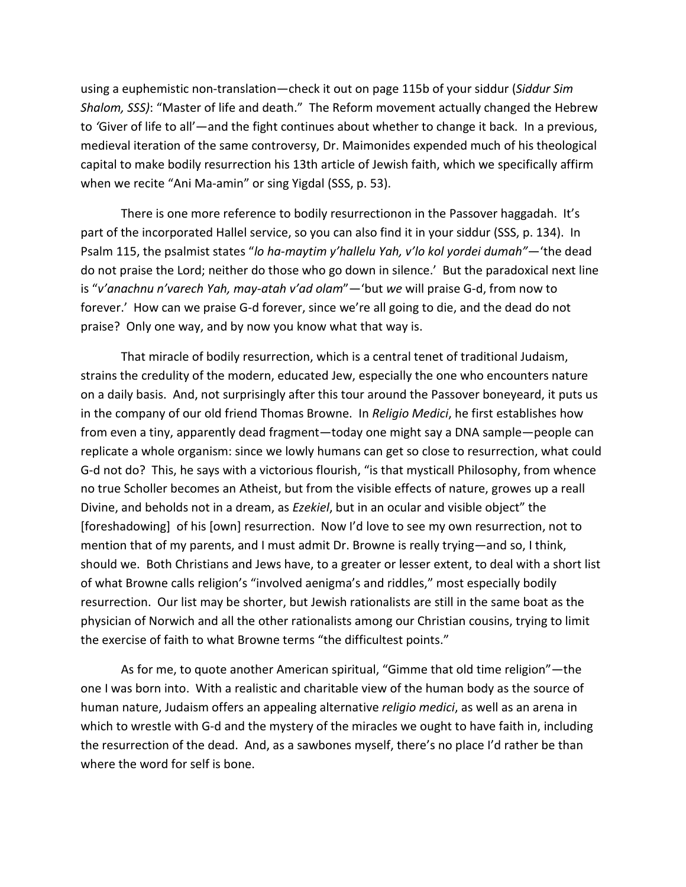using a euphemistic non-translation—check it out on page 115b of your siddur (*Siddur Sim Shalom, SSS)*: "Master of life and death." The Reform movement actually changed the Hebrew to *'*Giver of life to all'—and the fight continues about whether to change it back. In a previous, medieval iteration of the same controversy, Dr. Maimonides expended much of his theological capital to make bodily resurrection his 13th article of Jewish faith, which we specifically affirm when we recite "Ani Ma-amin" or sing Yigdal (SSS, p. 53).

There is one more reference to bodily resurrectionon in the Passover haggadah. It's part of the incorporated Hallel service, so you can also find it in your siddur (SSS, p. 134). In Psalm 115, the psalmist states "*lo ha-maytim y'hallelu Yah, v'lo kol yordei dumah"*—'the dead do not praise the Lord; neither do those who go down in silence.' But the paradoxical next line is "*v'anachnu n'varech Yah, may-atah v'ad olam*"—'but *we* will praise G-d, from now to forever.' How can we praise G-d forever, since we're all going to die, and the dead do not praise? Only one way, and by now you know what that way is.

That miracle of bodily resurrection, which is a central tenet of traditional Judaism, strains the credulity of the modern, educated Jew, especially the one who encounters nature on a daily basis. And, not surprisingly after this tour around the Passover boneyeard, it puts us in the company of our old friend Thomas Browne. In *Religio Medici*, he first establishes how from even a tiny, apparently dead fragment—today one might say a DNA sample—people can replicate a whole organism: since we lowly humans can get so close to resurrection, what could G-d not do? This, he says with a victorious flourish, "is that mysticall Philosophy, from whence no true Scholler becomes an Atheist, but from the visible effects of nature, growes up a reall Divine, and beholds not in a dream, as *Ezekiel*, but in an ocular and visible object" the [foreshadowing] of his [own] resurrection. Now I'd love to see my own resurrection, not to mention that of my parents, and I must admit Dr. Browne is really trying—and so, I think, should we. Both Christians and Jews have, to a greater or lesser extent, to deal with a short list of what Browne calls religion's "involved aenigma's and riddles," most especially bodily resurrection. Our list may be shorter, but Jewish rationalists are still in the same boat as the physician of Norwich and all the other rationalists among our Christian cousins, trying to limit the exercise of faith to what Browne terms "the difficultest points."

As for me, to quote another American spiritual, "Gimme that old time religion"—the one I was born into. With a realistic and charitable view of the human body as the source of human nature, Judaism offers an appealing alternative *religio medici*, as well as an arena in which to wrestle with G-d and the mystery of the miracles we ought to have faith in, including the resurrection of the dead. And, as a sawbones myself, there's no place I'd rather be than where the word for self is bone.